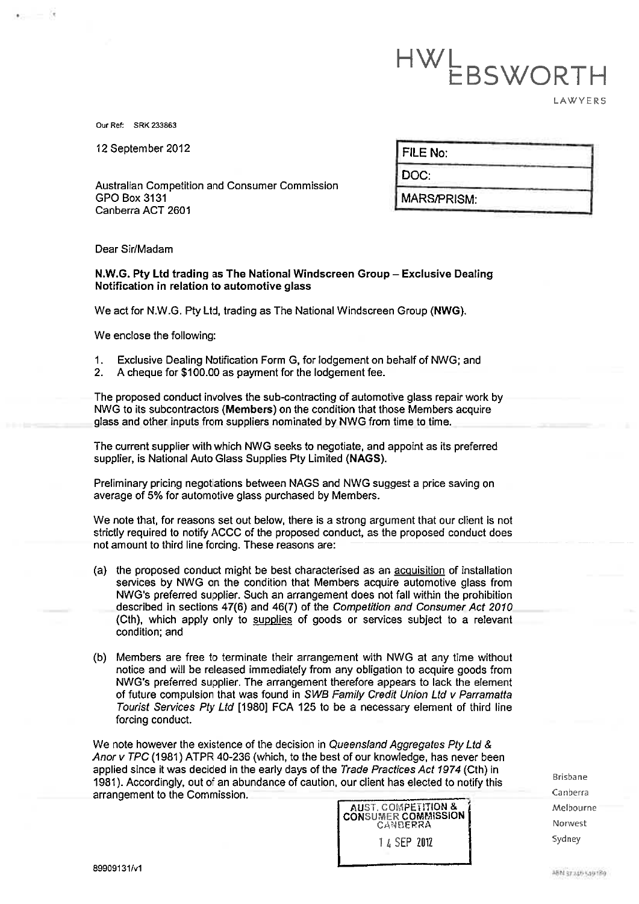HWL EBSWORTH

LAWYERS

Our Ref: SRK 233863

12 September 2012

| FILE No: |
|---|
| DOC: |
| MARS/PRISM: |

Australian Competition and Consumer Commission
GPO Box 3131
Canberra ACT 2601

Dear Sir/Madam

**N.W.G. Pty Ltd trading as The National Windscreen Group – Exclusive Dealing Notification in relation to automotive glass**

We act for N.W.G. Pty Ltd, trading as The National Windscreen Group (**NWG**).

We enclose the following:

1. Exclusive Dealing Notification Form G, for lodgement on behalf of NWG; and
2. A cheque for $100.00 as payment for the lodgement fee.

The proposed conduct involves the sub-contracting of automotive glass repair work by NWG to its subcontractors (**Members**) on the condition that those Members acquire glass and other inputs from suppliers nominated by NWG from time to time.

The current supplier with which NWG seeks to negotiate, and appoint as its preferred supplier, is National Auto Glass Supplies Pty Limited (**NAGS**).

Preliminary pricing negotiations between NAGS and NWG suggest a price saving on average of 5% for automotive glass purchased by Members.

We note that, for reasons set out below, there is a strong argument that our client is not strictly required to notify ACCC of the proposed conduct, as the proposed conduct does not amount to third line forcing. These reasons are:

(a) the proposed conduct might be best characterised as an acquisition of installation services by NWG on the condition that Members acquire automotive glass from NWG's preferred supplier. Such an arrangement does not fall within the prohibition described in sections 47(6) and 46(7) of the *Competition and Consumer Act 2010* (Cth), which apply only to supplies of goods or services subject to a relevant condition; and

(b) Members are free to terminate their arrangement with NWG at any time without notice and will be released immediately from any obligation to acquire goods from NWG's preferred supplier. The arrangement therefore appears to lack the element of future compulsion that was found in *SWB Family Credit Union Ltd v Parramatta Tourist Services Pty Ltd* [1980] FCA 125 to be a necessary element of third line forcing conduct.

We note however the existence of the decision in *Queensland Aggregates Pty Ltd & Anor v TPC* (1981) ATPR 40-236 (which, to the best of our knowledge, has never been applied since it was decided in the early days of the *Trade Practices Act 1974* (Cth) in 1981). Accordingly, out of an abundance of caution, our client has elected to notify this arrangement to the Commission.

AUST. COMPETITION & CONSUMER COMMISSION CANBERRA
14 SEP 2012

Brisbane
Canberra
Melbourne
Norwest
Sydney

89909131/v1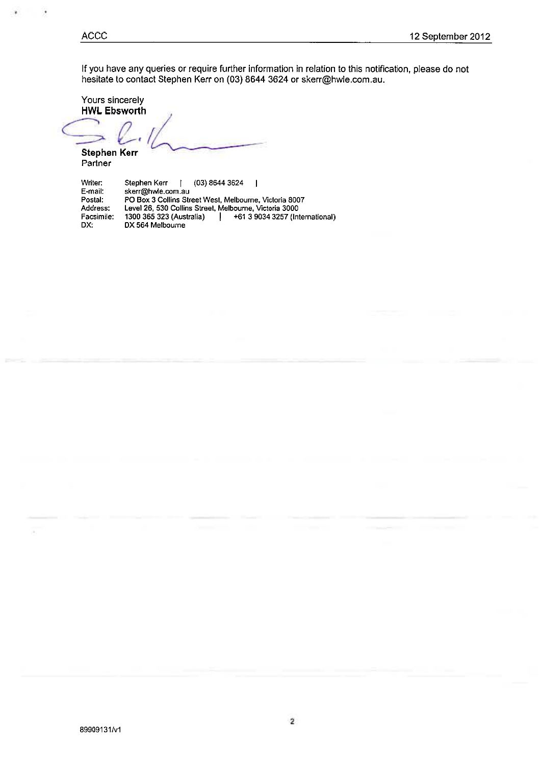If you have any queries or require further information in relation to this notification, please do not hesitate to contact Stephen Kerr on (03) 8644 3624 or skerr@hwle.com.au.

Yours sincerely
**HWL Ebsworth**

**Stephen Kerr**
Partner

| | |
|---|---|
| Writer: | Stephen Kerr \| (03) 8644 3624 \| |
| E-mail: | skerr@hwle.com.au |
| Postal: | PO Box 3 Collins Street West, Melbourne, Victoria 8007 |
| Address: | Level 26, 530 Collins Street, Melbourne, Victoria 3000 |
| Facsimile: | 1300 365 323 (Australia) \| +61 3 9034 3257 (International) |
| DX: | DX 564 Melbourne |

89909131/v1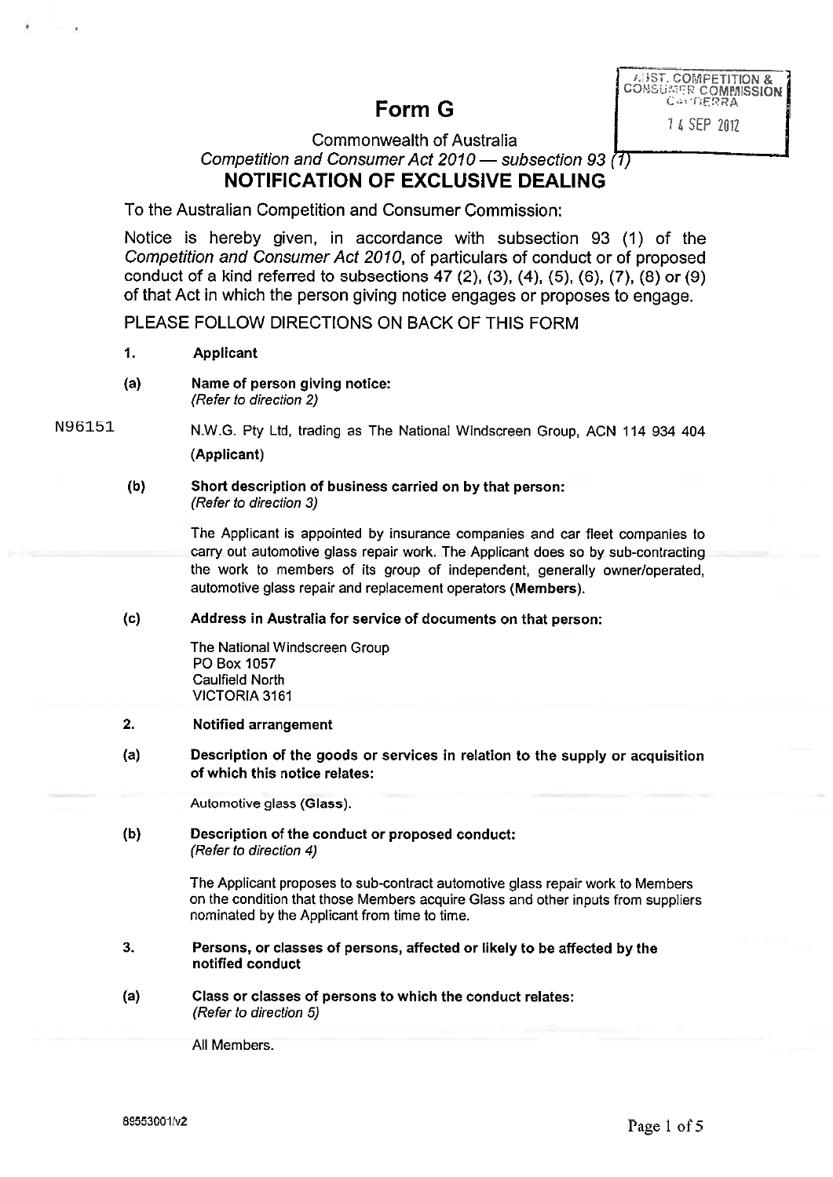# Form G

Commonwealth of Australia

*Competition and Consumer Act 2010* — subsection 93 (1)

**NOTIFICATION OF EXCLUSIVE DEALING**

AUST. COMPETITION & CONSUMER COMMISSION CANBERRA

14 SEP 2012

To the Australian Competition and Consumer Commission:

Notice is hereby given, in accordance with subsection 93 (1) of the *Competition and Consumer Act 2010*, of particulars of conduct or of proposed conduct of a kind referred to subsections 47 (2), (3), (4), (5), (6), (7), (8) or (9) of that Act in which the person giving notice engages or proposes to engage.

PLEASE FOLLOW DIRECTIONS ON BACK OF THIS FORM

**1. Applicant**

**(a) Name of person giving notice:**
*(Refer to direction 2)*

N96151

N.W.G. Pty Ltd, trading as The National Windscreen Group, ACN 114 934 404 **(Applicant)**

**(b) Short description of business carried on by that person:**
*(Refer to direction 3)*

The Applicant is appointed by insurance companies and car fleet companies to carry out automotive glass repair work. The Applicant does so by sub-contracting the work to members of its group of independent, generally owner/operated, automotive glass repair and replacement operators (**Members**).

**(c) Address in Australia for service of documents on that person:**

The National Windscreen Group
PO Box 1057
Caulfield North
VICTORIA 3161

**2. Notified arrangement**

**(a) Description of the goods or services in relation to the supply or acquisition of which this notice relates:**

Automotive glass (**Glass**).

**(b) Description of the conduct or proposed conduct:**
*(Refer to direction 4)*

The Applicant proposes to sub-contract automotive glass repair work to Members on the condition that those Members acquire Glass and other inputs from suppliers nominated by the Applicant from time to time.

**3. Persons, or classes of persons, affected or likely to be affected by the notified conduct**

**(a) Class or classes of persons to which the conduct relates:**
*(Refer to direction 5)*

All Members.

89553001/v2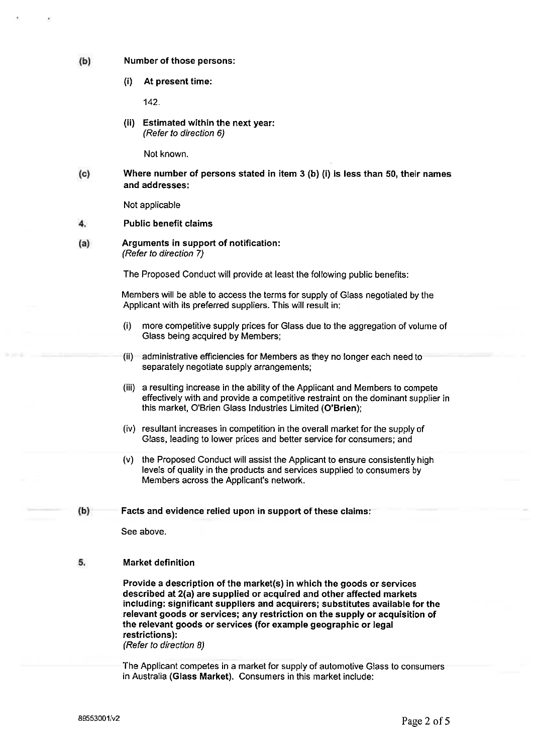**(b) Number of those persons:**

**(i) At present time:**

142.

**(ii) Estimated within the next year:**
*(Refer to direction 6)*

Not known.

**(c) Where number of persons stated in item 3 (b) (i) is less than 50, their names and addresses:**

Not applicable

**4. Public benefit claims**

**(a) Arguments in support of notification:**
*(Refer to direction 7)*

The Proposed Conduct will provide at least the following public benefits:

Members will be able to access the terms for supply of Glass negotiated by the Applicant with its preferred suppliers. This will result in:

(i) more competitive supply prices for Glass due to the aggregation of volume of Glass being acquired by Members;

(ii) administrative efficiencies for Members as they no longer each need to separately negotiate supply arrangements;

(iii) a resulting increase in the ability of the Applicant and Members to compete effectively with and provide a competitive restraint on the dominant supplier in this market, O'Brien Glass Industries Limited (**O'Brien**);

(iv) resultant increases in competition in the overall market for the supply of Glass, leading to lower prices and better service for consumers; and

(v) the Proposed Conduct will assist the Applicant to ensure consistently high levels of quality in the products and services supplied to consumers by Members across the Applicant's network.

**(b) Facts and evidence relied upon in support of these claims:**

See above.

**5. Market definition**

**Provide a description of the market(s) in which the goods or services described at 2(a) are supplied or acquired and other affected markets including: significant suppliers and acquirers; substitutes available for the relevant goods or services; any restriction on the supply or acquisition of the relevant goods or services (for example geographic or legal restrictions):**
*(Refer to direction 8)*

The Applicant competes in a market for supply of automotive Glass to consumers in Australia (**Glass Market**). Consumers in this market include: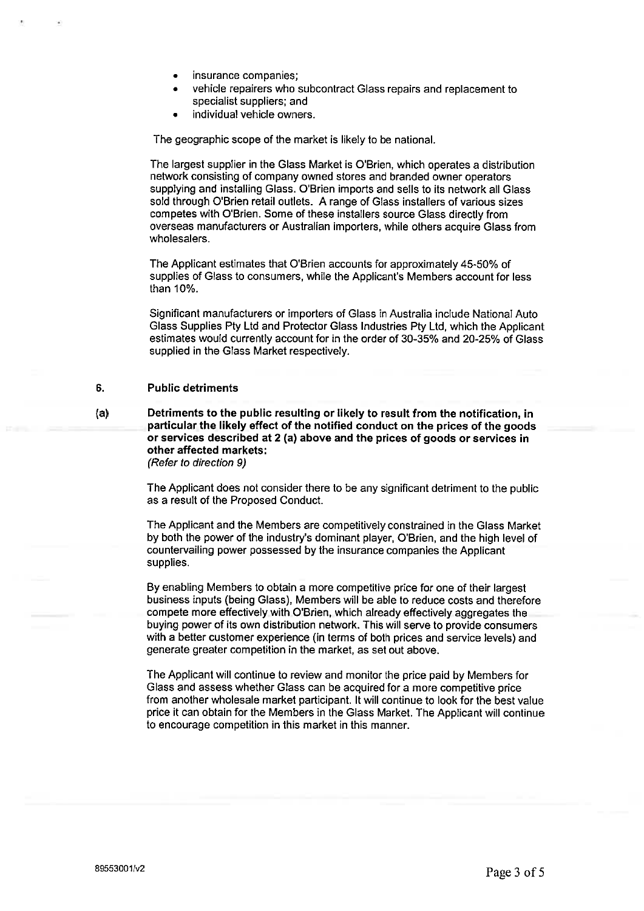- insurance companies;
- vehicle repairers who subcontract Glass repairs and replacement to specialist suppliers; and
- individual vehicle owners.

The geographic scope of the market is likely to be national.

The largest supplier in the Glass Market is O'Brien, which operates a distribution network consisting of company owned stores and branded owner operators supplying and installing Glass. O'Brien imports and sells to its network all Glass sold through O'Brien retail outlets. A range of Glass installers of various sizes competes with O'Brien. Some of these installers source Glass directly from overseas manufacturers or Australian importers, while others acquire Glass from wholesalers.

The Applicant estimates that O'Brien accounts for approximately 45-50% of supplies of Glass to consumers, while the Applicant's Members account for less than 10%.

Significant manufacturers or importers of Glass in Australia include National Auto Glass Supplies Pty Ltd and Protector Glass Industries Pty Ltd, which the Applicant estimates would currently account for in the order of 30-35% and 20-25% of Glass supplied in the Glass Market respectively.

## 6. Public detriments

**(a) Detriments to the public resulting or likely to result from the notification, in particular the likely effect of the notified conduct on the prices of the goods or services described at 2 (a) above and the prices of goods or services in other affected markets:**
*(Refer to direction 9)*

The Applicant does not consider there to be any significant detriment to the public as a result of the Proposed Conduct.

The Applicant and the Members are competitively constrained in the Glass Market by both the power of the industry's dominant player, O'Brien, and the high level of countervailing power possessed by the insurance companies the Applicant supplies.

By enabling Members to obtain a more competitive price for one of their largest business inputs (being Glass), Members will be able to reduce costs and therefore compete more effectively with O'Brien, which already effectively aggregates the buying power of its own distribution network. This will serve to provide consumers with a better customer experience (in terms of both prices and service levels) and generate greater competition in the market, as set out above.

The Applicant will continue to review and monitor the price paid by Members for Glass and assess whether Glass can be acquired for a more competitive price from another wholesale market participant. It will continue to look for the best value price it can obtain for the Members in the Glass Market. The Applicant will continue to encourage competition in this market in this manner.

89553001/v2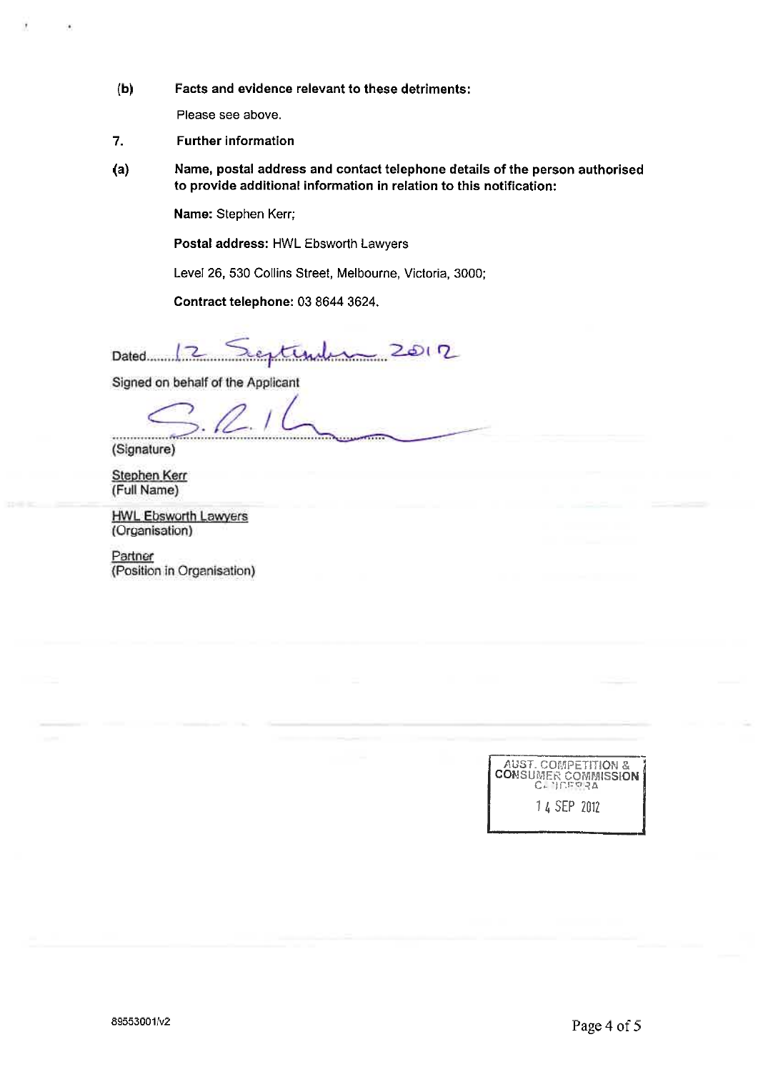**(b) Facts and evidence relevant to these detriments:**

Please see above.

**7. Further information**

**(a) Name, postal address and contact telephone details of the person authorised to provide additional information in relation to this notification:**

**Name:** Stephen Kerr;

**Postal address:** HWL Ebsworth Lawyers

Level 26, 530 Collins Street, Melbourne, Victoria, 3000;

**Contract telephone:** 03 8644 3624.

Dated 12 September 2012

Signed on behalf of the Applicant

(Signature)

Stephen Kerr
(Full Name)

HWL Ebsworth Lawyers
(Organisation)

Partner
(Position in Organisation)

AUST. COMPETITION & CONSUMER COMMISSION CANBERRA

14 SEP 2012

89553001/v2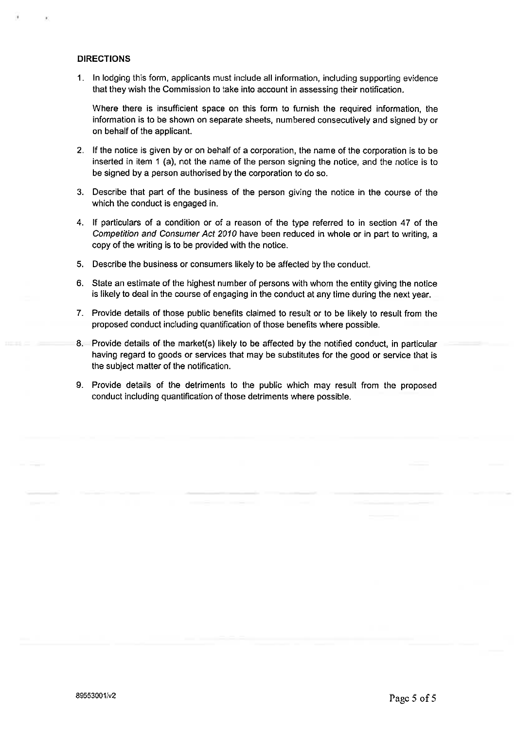**DIRECTIONS**

1. In lodging this form, applicants must include all information, including supporting evidence that they wish the Commission to take into account in assessing their notification.

   Where there is insufficient space on this form to furnish the required information, the information is to be shown on separate sheets, numbered consecutively and signed by or on behalf of the applicant.

2. If the notice is given by or on behalf of a corporation, the name of the corporation is to be inserted in item 1 (a), not the name of the person signing the notice, and the notice is to be signed by a person authorised by the corporation to do so.

3. Describe that part of the business of the person giving the notice in the course of the which the conduct is engaged in.

4. If particulars of a condition or of a reason of the type referred to in section 47 of the *Competition and Consumer Act 2010* have been reduced in whole or in part to writing, a copy of the writing is to be provided with the notice.

5. Describe the business or consumers likely to be affected by the conduct.

6. State an estimate of the highest number of persons with whom the entity giving the notice is likely to deal in the course of engaging in the conduct at any time during the next year.

7. Provide details of those public benefits claimed to result or to be likely to result from the proposed conduct including quantification of those benefits where possible.

8. Provide details of the market(s) likely to be affected by the notified conduct, in particular having regard to goods or services that may be substitutes for the good or service that is the subject matter of the notification.

9. Provide details of the detriments to the public which may result from the proposed conduct including quantification of those detriments where possible.

89553001/v2